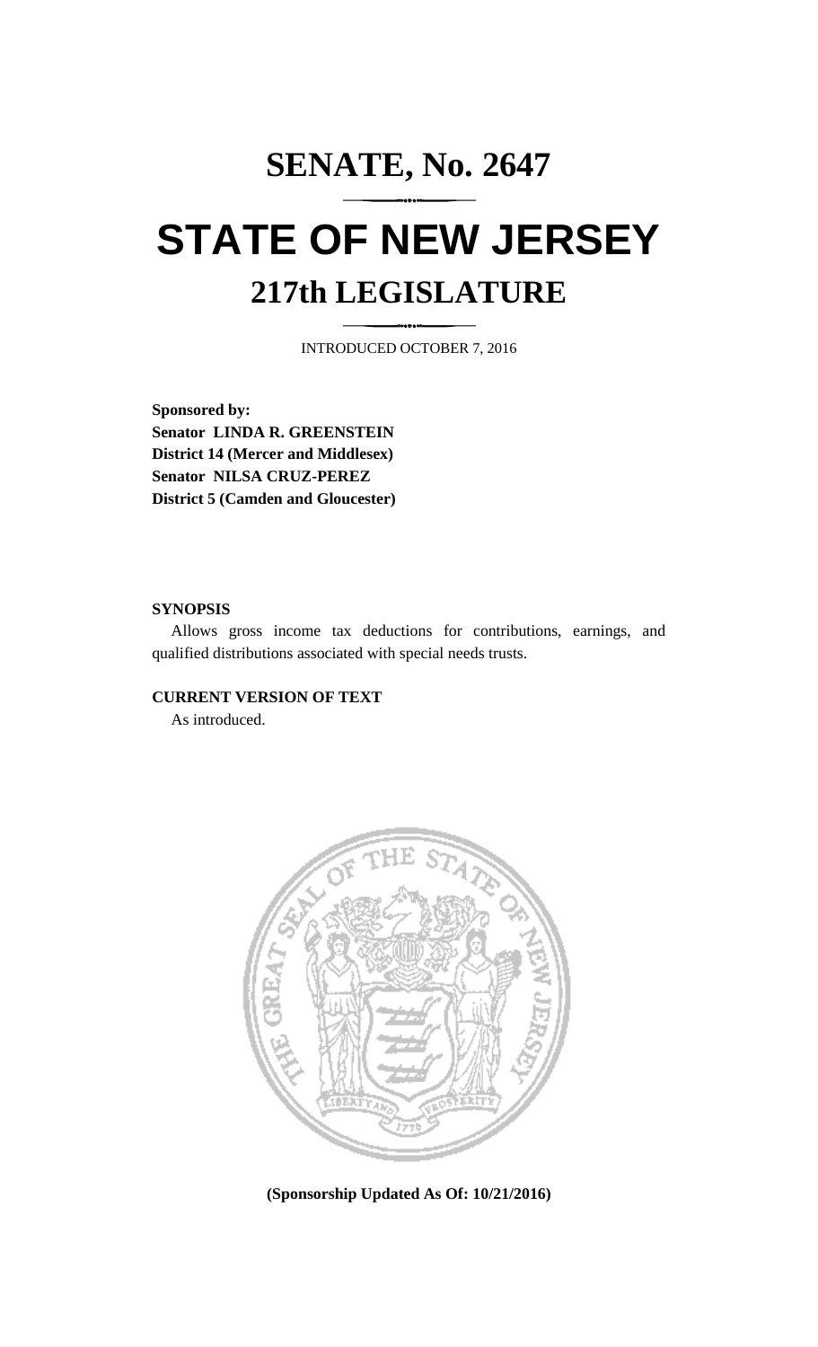# SENATE, No. 2647

# STATE OF NEW JERSEY

## 217th LEGISLATURE

INTRODUCED OCTOBER 7, 2016

**Sponsored by:**
**Senator LINDA R. GREENSTEIN**
**District 14 (Mercer and Middlesex)**
**Senator NILSA CRUZ-PEREZ**
**District 5 (Camden and Gloucester)**

**SYNOPSIS**

Allows gross income tax deductions for contributions, earnings, and qualified distributions associated with special needs trusts.

**CURRENT VERSION OF TEXT**

As introduced.

**(Sponsorship Updated As Of: 10/21/2016)**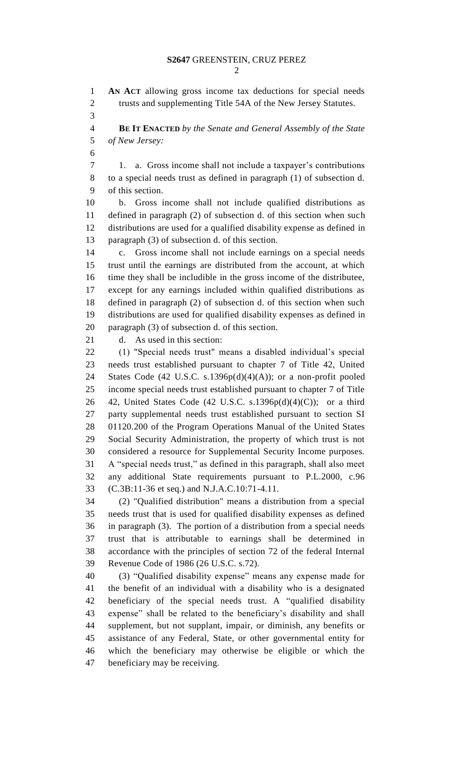**AN ACT** allowing gross income tax deductions for special needs trusts and supplementing Title 54A of the New Jersey Statutes.

**BE IT ENACTED** *by the Senate and General Assembly of the State of New Jersey:*

1. a. Gross income shall not include a taxpayer's contributions to a special needs trust as defined in paragraph (1) of subsection d. of this section.

b. Gross income shall not include qualified distributions as defined in paragraph (2) of subsection d. of this section when such distributions are used for a qualified disability expense as defined in paragraph (3) of subsection d. of this section.

c. Gross income shall not include earnings on a special needs trust until the earnings are distributed from the account, at which time they shall be includible in the gross income of the distributee, except for any earnings included within qualified distributions as defined in paragraph (2) of subsection d. of this section when such distributions are used for qualified disability expenses as defined in paragraph (3) of subsection d. of this section.

d. As used in this section:

(1) "Special needs trust" means a disabled individual's special needs trust established pursuant to chapter 7 of Title 42, United States Code (42 U.S.C. s.1396p(d)(4)(A)); or a non-profit pooled income special needs trust established pursuant to chapter 7 of Title 42, United States Code (42 U.S.C. s.1396p(d)(4)(C)); or a third party supplemental needs trust established pursuant to section SI 01120.200 of the Program Operations Manual of the United States Social Security Administration, the property of which trust is not considered a resource for Supplemental Security Income purposes. A "special needs trust," as defined in this paragraph, shall also meet any additional State requirements pursuant to P.L.2000, c.96 (C.3B:11-36 et seq.) and N.J.A.C.10:71-4.11.

(2) "Qualified distribution" means a distribution from a special needs trust that is used for qualified disability expenses as defined in paragraph (3). The portion of a distribution from a special needs trust that is attributable to earnings shall be determined in accordance with the principles of section 72 of the federal Internal Revenue Code of 1986 (26 U.S.C. s.72).

(3) "Qualified disability expense" means any expense made for the benefit of an individual with a disability who is a designated beneficiary of the special needs trust. A "qualified disability expense" shall be related to the beneficiary's disability and shall supplement, but not supplant, impair, or diminish, any benefits or assistance of any Federal, State, or other governmental entity for which the beneficiary may otherwise be eligible or which the beneficiary may be receiving.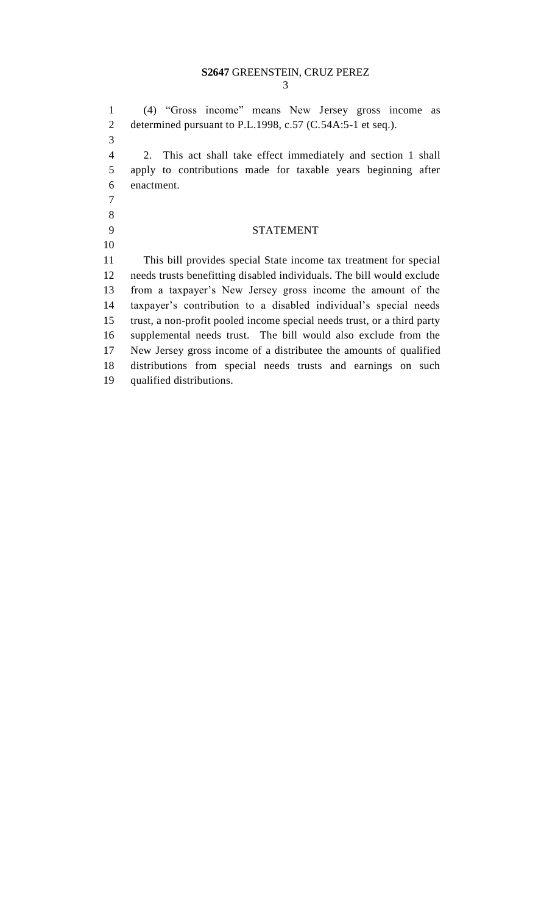(4) "Gross income" means New Jersey gross income as determined pursuant to P.L.1998, c.57 (C.54A:5-1 et seq.).

2. This act shall take effect immediately and section 1 shall apply to contributions made for taxable years beginning after enactment.

## STATEMENT

This bill provides special State income tax treatment for special needs trusts benefitting disabled individuals. The bill would exclude from a taxpayer's New Jersey gross income the amount of the taxpayer's contribution to a disabled individual's special needs trust, a non-profit pooled income special needs trust, or a third party supplemental needs trust. The bill would also exclude from the New Jersey gross income of a distributee the amounts of qualified distributions from special needs trusts and earnings on such qualified distributions.